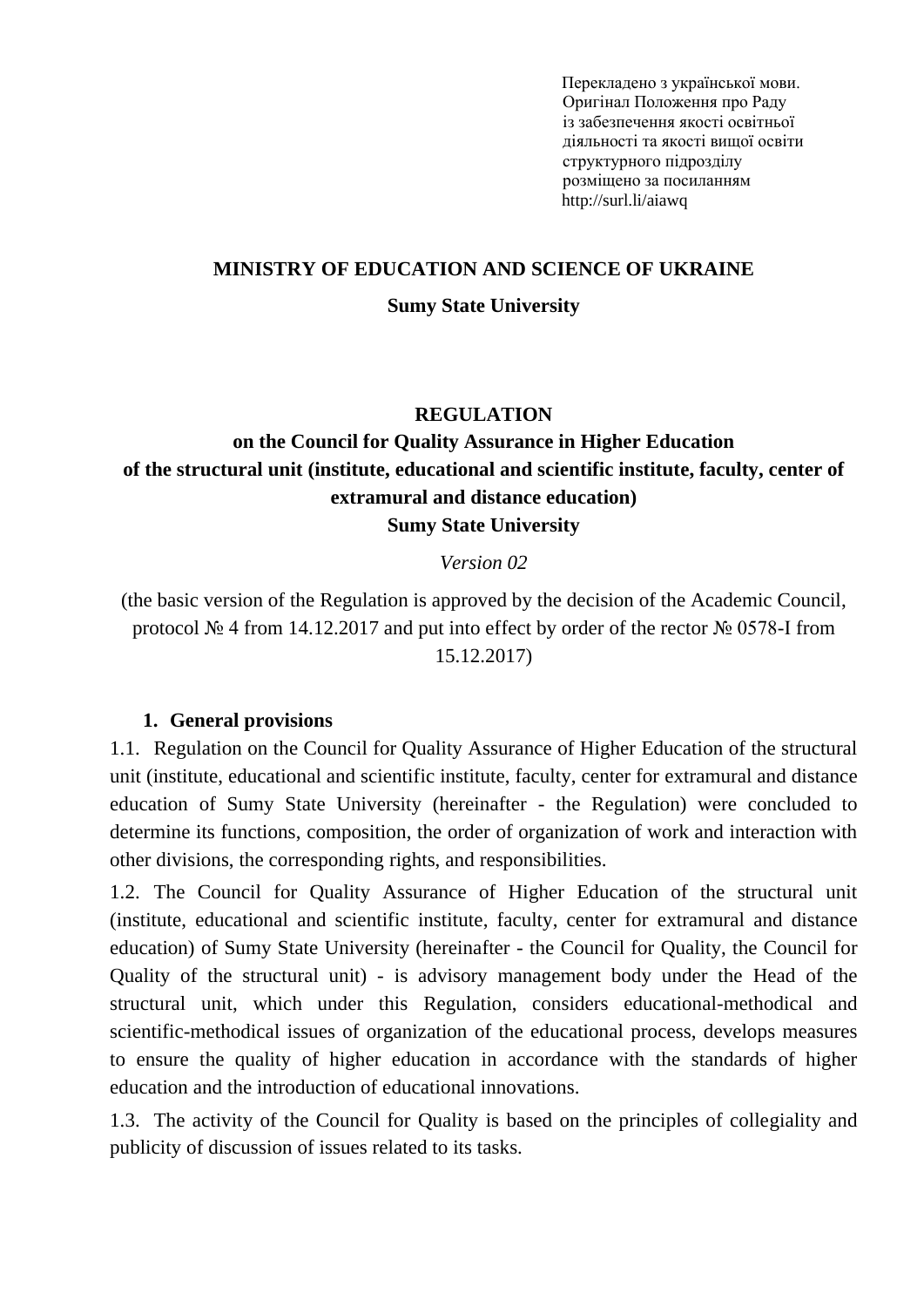Перекладено з української мови.
Оригінал Положення про Раду
із забезпечення якості освітньої
діяльності та якості вищої освіти
структурного підрозділу
розміщено за посиланням
http://surl.li/aiawq

**MINISTRY OF EDUCATION AND SCIENCE OF UKRAINE**

**Sumy State University**

# REGULATION
## on the Council for Quality Assurance in Higher Education of the structural unit (institute, educational and scientific institute, faculty, center of extramural and distance education) Sumy State University

*Version 02*

(the basic version of the Regulation is approved by the decision of the Academic Council, protocol № 4 from 14.12.2017 and put into effect by order of the rector № 0578-I from 15.12.2017)

### 1. General provisions

1.1. Regulation on the Council for Quality Assurance of Higher Education of the structural unit (institute, educational and scientific institute, faculty, center for extramural and distance education of Sumy State University (hereinafter - the Regulation) were concluded to determine its functions, composition, the order of organization of work and interaction with other divisions, the corresponding rights, and responsibilities.

1.2. The Council for Quality Assurance of Higher Education of the structural unit (institute, educational and scientific institute, faculty, center for extramural and distance education) of Sumy State University (hereinafter - the Council for Quality, the Council for Quality of the structural unit) - is advisory management body under the Head of the structural unit, which under this Regulation, considers educational-methodical and scientific-methodical issues of organization of the educational process, develops measures to ensure the quality of higher education in accordance with the standards of higher education and the introduction of educational innovations.

1.3. The activity of the Council for Quality is based on the principles of collegiality and publicity of discussion of issues related to its tasks.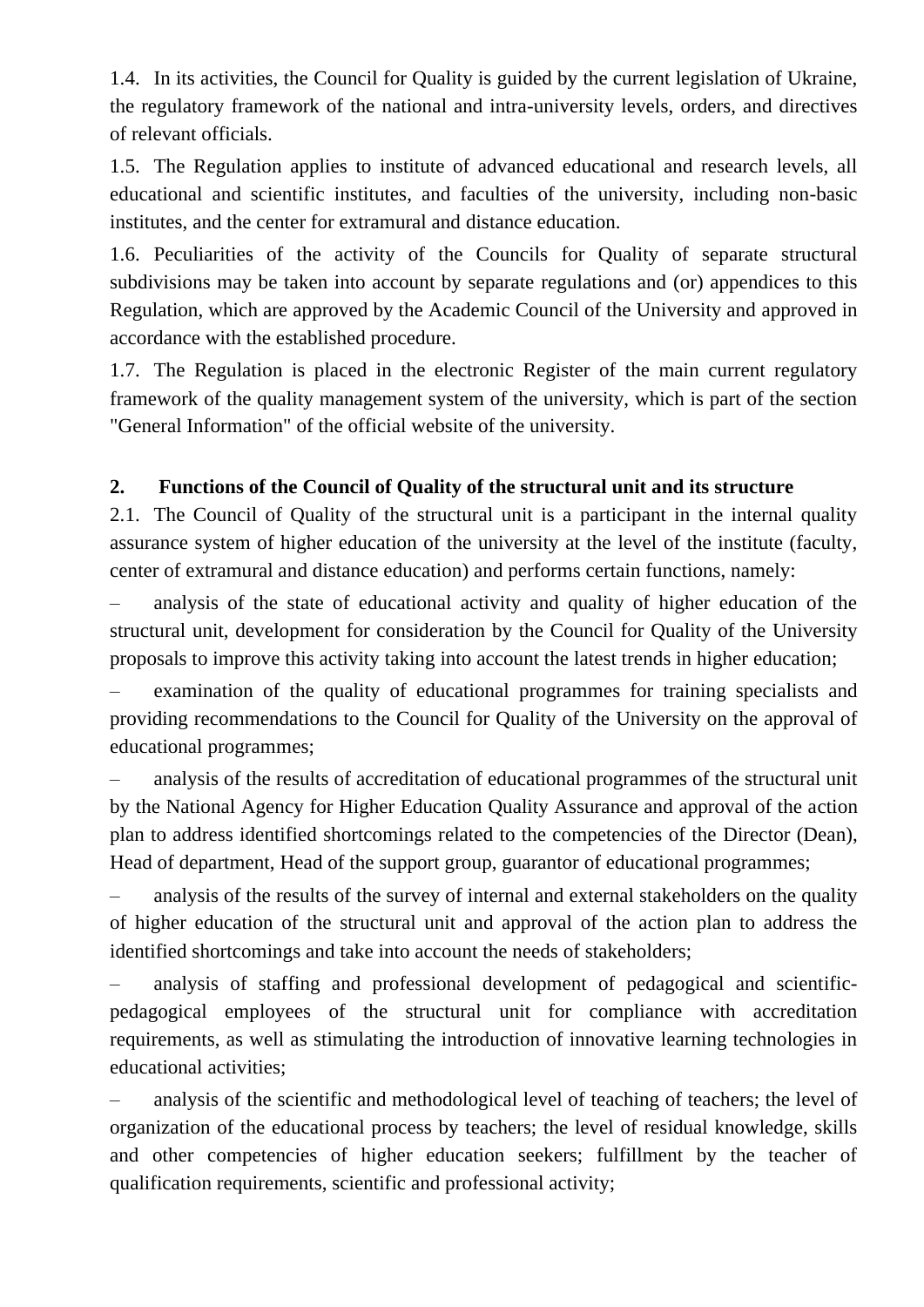1.4. In its activities, the Council for Quality is guided by the current legislation of Ukraine, the regulatory framework of the national and intra-university levels, orders, and directives of relevant officials.

1.5. The Regulation applies to institute of advanced educational and research levels, all educational and scientific institutes, and faculties of the university, including non-basic institutes, and the center for extramural and distance education.

1.6. Peculiarities of the activity of the Councils for Quality of separate structural subdivisions may be taken into account by separate regulations and (or) appendices to this Regulation, which are approved by the Academic Council of the University and approved in accordance with the established procedure.

1.7. The Regulation is placed in the electronic Register of the main current regulatory framework of the quality management system of the university, which is part of the section "General Information" of the official website of the university.

## 2. Functions of the Council of Quality of the structural unit and its structure

2.1. The Council of Quality of the structural unit is a participant in the internal quality assurance system of higher education of the university at the level of the institute (faculty, center of extramural and distance education) and performs certain functions, namely:

– analysis of the state of educational activity and quality of higher education of the structural unit, development for consideration by the Council for Quality of the University proposals to improve this activity taking into account the latest trends in higher education;

– examination of the quality of educational programmes for training specialists and providing recommendations to the Council for Quality of the University on the approval of educational programmes;

– analysis of the results of accreditation of educational programmes of the structural unit by the National Agency for Higher Education Quality Assurance and approval of the action plan to address identified shortcomings related to the competencies of the Director (Dean), Head of department, Head of the support group, guarantor of educational programmes;

– analysis of the results of the survey of internal and external stakeholders on the quality of higher education of the structural unit and approval of the action plan to address the identified shortcomings and take into account the needs of stakeholders;

– analysis of staffing and professional development of pedagogical and scientific-pedagogical employees of the structural unit for compliance with accreditation requirements, as well as stimulating the introduction of innovative learning technologies in educational activities;

– analysis of the scientific and methodological level of teaching of teachers; the level of organization of the educational process by teachers; the level of residual knowledge, skills and other competencies of higher education seekers; fulfillment by the teacher of qualification requirements, scientific and professional activity;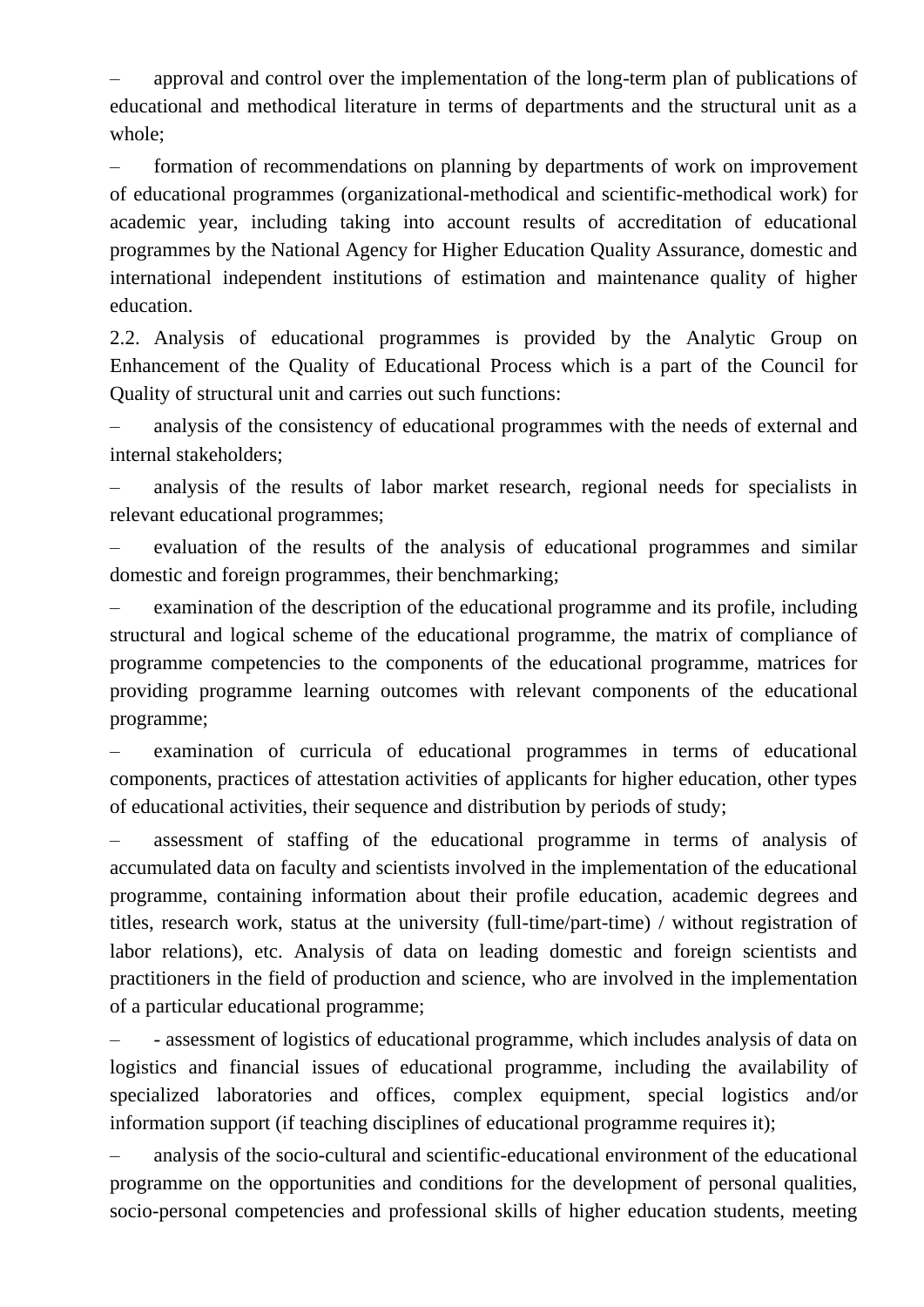– approval and control over the implementation of the long-term plan of publications of educational and methodical literature in terms of departments and the structural unit as a whole;

– formation of recommendations on planning by departments of work on improvement of educational programmes (organizational-methodical and scientific-methodical work) for academic year, including taking into account results of accreditation of educational programmes by the National Agency for Higher Education Quality Assurance, domestic and international independent institutions of estimation and maintenance quality of higher education.

2.2. Analysis of educational programmes is provided by the Analytic Group on Enhancement of the Quality of Educational Process which is a part of the Council for Quality of structural unit and carries out such functions:

– analysis of the consistency of educational programmes with the needs of external and internal stakeholders;

– analysis of the results of labor market research, regional needs for specialists in relevant educational programmes;

– evaluation of the results of the analysis of educational programmes and similar domestic and foreign programmes, their benchmarking;

– examination of the description of the educational programme and its profile, including structural and logical scheme of the educational programme, the matrix of compliance of programme competencies to the components of the educational programme, matrices for providing programme learning outcomes with relevant components of the educational programme;

– examination of curricula of educational programmes in terms of educational components, practices of attestation activities of applicants for higher education, other types of educational activities, their sequence and distribution by periods of study;

– assessment of staffing of the educational programme in terms of analysis of accumulated data on faculty and scientists involved in the implementation of the educational programme, containing information about their profile education, academic degrees and titles, research work, status at the university (full-time/part-time) / without registration of labor relations), etc. Analysis of data on leading domestic and foreign scientists and practitioners in the field of production and science, who are involved in the implementation of a particular educational programme;

– - assessment of logistics of educational programme, which includes analysis of data on logistics and financial issues of educational programme, including the availability of specialized laboratories and offices, complex equipment, special logistics and/or information support (if teaching disciplines of educational programme requires it);

– analysis of the socio-cultural and scientific-educational environment of the educational programme on the opportunities and conditions for the development of personal qualities, socio-personal competencies and professional skills of higher education students, meeting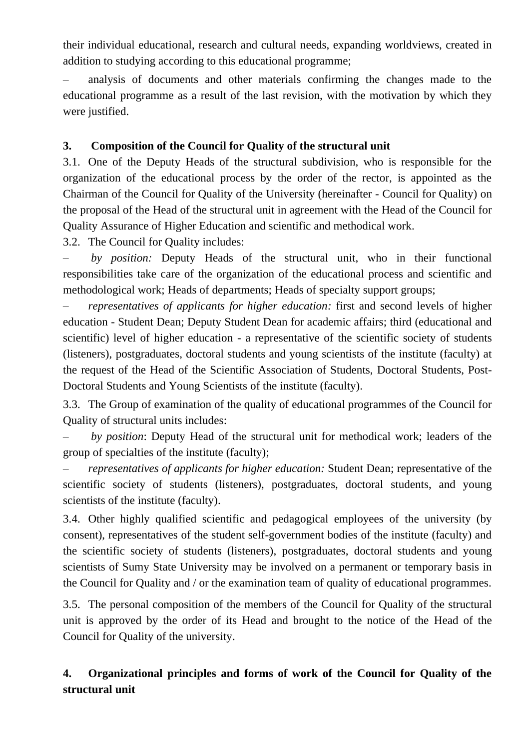their individual educational, research and cultural needs, expanding worldviews, created in addition to studying according to this educational programme;

– analysis of documents and other materials confirming the changes made to the educational programme as a result of the last revision, with the motivation by which they were justified.

## 3. Composition of the Council for Quality of the structural unit

3.1. One of the Deputy Heads of the structural subdivision, who is responsible for the organization of the educational process by the order of the rector, is appointed as the Chairman of the Council for Quality of the University (hereinafter - Council for Quality) on the proposal of the Head of the structural unit in agreement with the Head of the Council for Quality Assurance of Higher Education and scientific and methodical work.

3.2. The Council for Quality includes:

– *by position:* Deputy Heads of the structural unit, who in their functional responsibilities take care of the organization of the educational process and scientific and methodological work; Heads of departments; Heads of specialty support groups;

– *representatives of applicants for higher education:* first and second levels of higher education - Student Dean; Deputy Student Dean for academic affairs; third (educational and scientific) level of higher education - a representative of the scientific society of students (listeners), postgraduates, doctoral students and young scientists of the institute (faculty) at the request of the Head of the Scientific Association of Students, Doctoral Students, Post-Doctoral Students and Young Scientists of the institute (faculty).

3.3. The Group of examination of the quality of educational programmes of the Council for Quality of structural units includes:

– *by position*: Deputy Head of the structural unit for methodical work; leaders of the group of specialties of the institute (faculty);

– *representatives of applicants for higher education:* Student Dean; representative of the scientific society of students (listeners), postgraduates, doctoral students, and young scientists of the institute (faculty).

3.4. Other highly qualified scientific and pedagogical employees of the university (by consent), representatives of the student self-government bodies of the institute (faculty) and the scientific society of students (listeners), postgraduates, doctoral students and young scientists of Sumy State University may be involved on a permanent or temporary basis in the Council for Quality and / or the examination team of quality of educational programmes.

3.5. The personal composition of the members of the Council for Quality of the structural unit is approved by the order of its Head and brought to the notice of the Head of the Council for Quality of the university.

## 4. Organizational principles and forms of work of the Council for Quality of the structural unit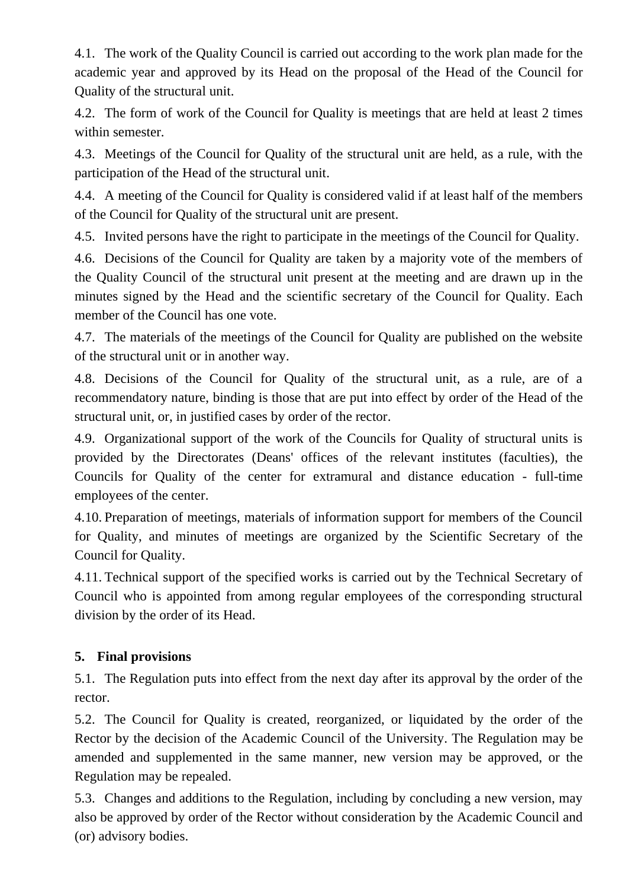4.1. The work of the Quality Council is carried out according to the work plan made for the academic year and approved by its Head on the proposal of the Head of the Council for Quality of the structural unit.

4.2. The form of work of the Council for Quality is meetings that are held at least 2 times within semester.

4.3. Meetings of the Council for Quality of the structural unit are held, as a rule, with the participation of the Head of the structural unit.

4.4. A meeting of the Council for Quality is considered valid if at least half of the members of the Council for Quality of the structural unit are present.

4.5. Invited persons have the right to participate in the meetings of the Council for Quality.

4.6. Decisions of the Council for Quality are taken by a majority vote of the members of the Quality Council of the structural unit present at the meeting and are drawn up in the minutes signed by the Head and the scientific secretary of the Council for Quality. Each member of the Council has one vote.

4.7. The materials of the meetings of the Council for Quality are published on the website of the structural unit or in another way.

4.8. Decisions of the Council for Quality of the structural unit, as a rule, are of a recommendatory nature, binding is those that are put into effect by order of the Head of the structural unit, or, in justified cases by order of the rector.

4.9. Organizational support of the work of the Councils for Quality of structural units is provided by the Directorates (Deans' offices of the relevant institutes (faculties), the Councils for Quality of the center for extramural and distance education - full-time employees of the center.

4.10. Preparation of meetings, materials of information support for members of the Council for Quality, and minutes of meetings are organized by the Scientific Secretary of the Council for Quality.

4.11. Technical support of the specified works is carried out by the Technical Secretary of Council who is appointed from among regular employees of the corresponding structural division by the order of its Head.

## 5. Final provisions

5.1. The Regulation puts into effect from the next day after its approval by the order of the rector.

5.2. The Council for Quality is created, reorganized, or liquidated by the order of the Rector by the decision of the Academic Council of the University. The Regulation may be amended and supplemented in the same manner, new version may be approved, or the Regulation may be repealed.

5.3. Changes and additions to the Regulation, including by concluding a new version, may also be approved by order of the Rector without consideration by the Academic Council and (or) advisory bodies.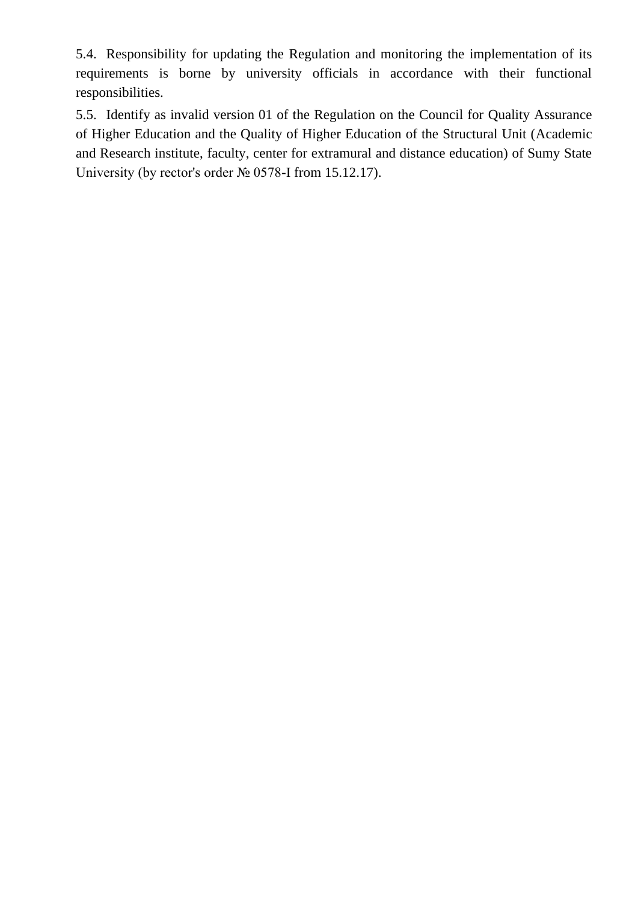5.4. Responsibility for updating the Regulation and monitoring the implementation of its requirements is borne by university officials in accordance with their functional responsibilities.

5.5. Identify as invalid version 01 of the Regulation on the Council for Quality Assurance of Higher Education and the Quality of Higher Education of the Structural Unit (Academic and Research institute, faculty, center for extramural and distance education) of Sumy State University (by rector's order № 0578-I from 15.12.17).